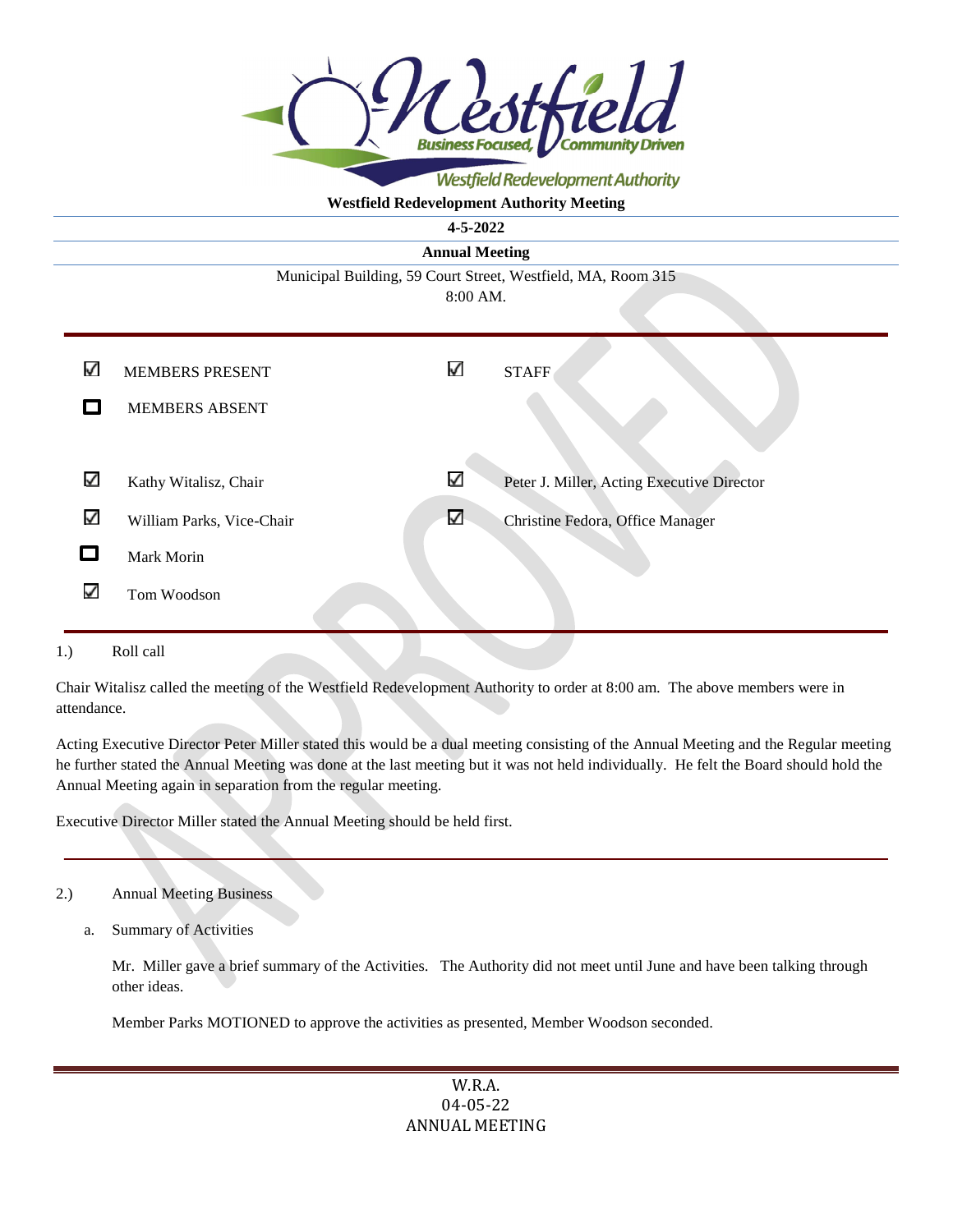**Westfield Redevelopment Authority Meeting**

**4-5-2022**

**Annual Meeting**

Municipal Building, 59 Court Street, Westfield, MA, Room 315
8:00 AM.

| | | | |
|---|---|---|---|
| ☑ | MEMBERS PRESENT | ☑ | STAFF |
| ☐ | MEMBERS ABSENT | | |
| ☑ | Kathy Witalisz, Chair | ☑ | Peter J. Miller, Acting Executive Director |
| ☑ | William Parks, Vice-Chair | ☑ | Christine Fedora, Office Manager |
| ☐ | Mark Morin | | |
| ☑ | Tom Woodson | | |

1.) Roll call

Chair Witalisz called the meeting of the Westfield Redevelopment Authority to order at 8:00 am. The above members were in attendance.

Acting Executive Director Peter Miller stated this would be a dual meeting consisting of the Annual Meeting and the Regular meeting he further stated the Annual Meeting was done at the last meeting but it was not held individually. He felt the Board should hold the Annual Meeting again in separation from the regular meeting.

Executive Director Miller stated the Annual Meeting should be held first.

---

2.) Annual Meeting Business

a. Summary of Activities

Mr. Miller gave a brief summary of the Activities. The Authority did not meet until June and have been talking through other ideas.

Member Parks MOTIONED to approve the activities as presented, Member Woodson seconded.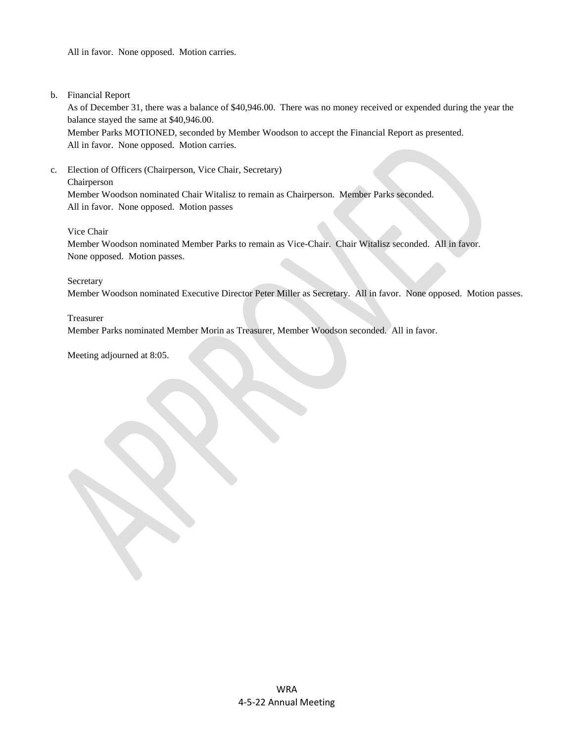All in favor. None opposed. Motion carries.

b. Financial Report

As of December 31, there was a balance of $40,946.00. There was no money received or expended during the year the balance stayed the same at $40,946.00.

Member Parks MOTIONED, seconded by Member Woodson to accept the Financial Report as presented.

All in favor. None opposed. Motion carries.

c. Election of Officers (Chairperson, Vice Chair, Secretary)

Chairperson

Member Woodson nominated Chair Witalisz to remain as Chairperson. Member Parks seconded.

All in favor. None opposed. Motion passes

Vice Chair

Member Woodson nominated Member Parks to remain as Vice-Chair. Chair Witalisz seconded. All in favor. None opposed. Motion passes.

Secretary

Member Woodson nominated Executive Director Peter Miller as Secretary. All in favor. None opposed. Motion passes.

Treasurer

Member Parks nominated Member Morin as Treasurer, Member Woodson seconded. All in favor.

Meeting adjourned at 8:05.